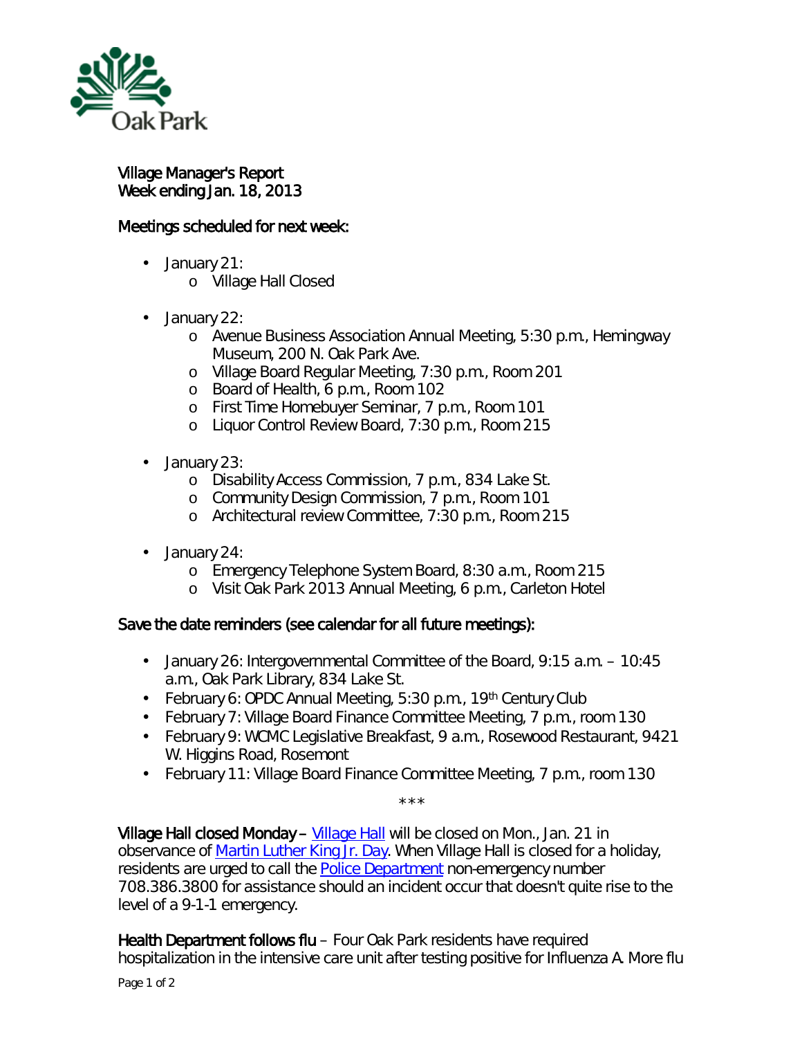Oak Park

Village Manager's Report
Week ending Jan. 18, 2013

## Meetings scheduled for next week:

- January 21:
  - Village Hall Closed
- January 22:
  - Avenue Business Association Annual Meeting, 5:30 p.m., Hemingway Museum, 200 N. Oak Park Ave.
  - Village Board Regular Meeting, 7:30 p.m., Room 201
  - Board of Health, 6 p.m., Room 102
  - First Time Homebuyer Seminar, 7 p.m., Room 101
  - Liquor Control Review Board, 7:30 p.m., Room 215
- January 23:
  - Disability Access Commission, 7 p.m., 834 Lake St.
  - Community Design Commission, 7 p.m., Room 101
  - Architectural review Committee, 7:30 p.m., Room 215
- January 24:
  - Emergency Telephone System Board, 8:30 a.m., Room 215
  - Visit Oak Park 2013 Annual Meeting, 6 p.m., Carleton Hotel

## Save the date reminders (see calendar for all future meetings):

- January 26: Intergovernmental Committee of the Board, 9:15 a.m. – 10:45 a.m., Oak Park Library, 834 Lake St.
- February 6: OPDC Annual Meeting, 5:30 p.m., 19th Century Club
- February 7: Village Board Finance Committee Meeting, 7 p.m., room 130
- February 9: WCMC Legislative Breakfast, 9 a.m., Rosewood Restaurant, 9421 W. Higgins Road, Rosemont
- February 11: Village Board Finance Committee Meeting, 7 p.m., room 130

***

**Village Hall closed Monday** – Village Hall will be closed on Mon., Jan. 21 in observance of Martin Luther King Jr. Day. When Village Hall is closed for a holiday, residents are urged to call the Police Department non-emergency number 708.386.3800 for assistance should an incident occur that doesn't quite rise to the level of a 9-1-1 emergency.

**Health Department follows flu** – Four Oak Park residents have required hospitalization in the intensive care unit after testing positive for Influenza A. More flu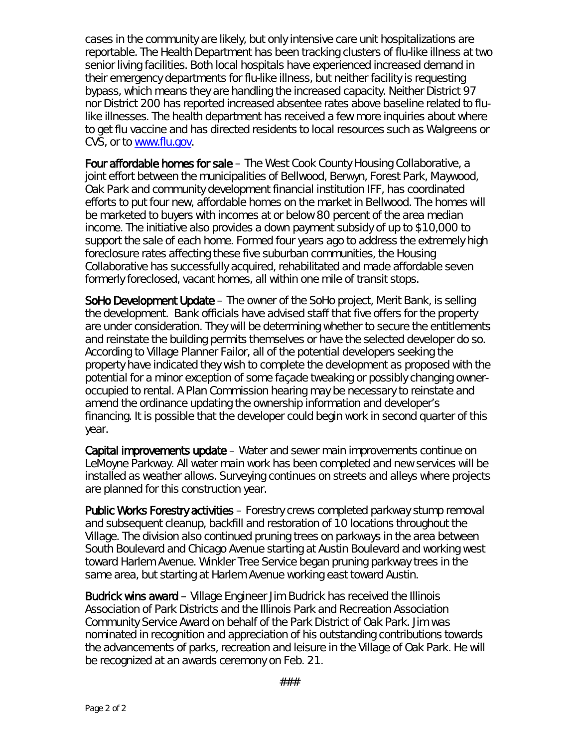cases in the community are likely, but only intensive care unit hospitalizations are reportable. The Health Department has been tracking clusters of flu-like illness at two senior living facilities. Both local hospitals have experienced increased demand in their emergency departments for flu-like illness, but neither facility is requesting bypass, which means they are handling the increased capacity. Neither District 97 nor District 200 has reported increased absentee rates above baseline related to flu-like illnesses. The health department has received a few more inquiries about where to get flu vaccine and has directed residents to local resources such as Walgreens or CVS, or to [www.flu.gov](www.flu.gov).

**Four affordable homes for sale** – The West Cook County Housing Collaborative, a joint effort between the municipalities of Bellwood, Berwyn, Forest Park, Maywood, Oak Park and community development financial institution IFF, has coordinated efforts to put four new, affordable homes on the market in Bellwood. The homes will be marketed to buyers with incomes at or below 80 percent of the area median income. The initiative also provides a down payment subsidy of up to $10,000 to support the sale of each home. Formed four years ago to address the extremely high foreclosure rates affecting these five suburban communities, the Housing Collaborative has successfully acquired, rehabilitated and made affordable seven formerly foreclosed, vacant homes, all within one mile of transit stops.

**SoHo Development Update** – The owner of the SoHo project, Merit Bank, is selling the development. Bank officials have advised staff that five offers for the property are under consideration. They will be determining whether to secure the entitlements and reinstate the building permits themselves or have the selected developer do so. According to Village Planner Failor, all of the potential developers seeking the property have indicated they wish to complete the development as proposed with the potential for a minor exception of some façade tweaking or possibly changing owner-occupied to rental. A Plan Commission hearing may be necessary to reinstate and amend the ordinance updating the ownership information and developer's financing. It is possible that the developer could begin work in second quarter of this year.

**Capital improvements update** – Water and sewer main improvements continue on LeMoyne Parkway. All water main work has been completed and new services will be installed as weather allows. Surveying continues on streets and alleys where projects are planned for this construction year.

**Public Works Forestry activities** – Forestry crews completed parkway stump removal and subsequent cleanup, backfill and restoration of 10 locations throughout the Village. The division also continued pruning trees on parkways in the area between South Boulevard and Chicago Avenue starting at Austin Boulevard and working west toward Harlem Avenue. Winkler Tree Service began pruning parkway trees in the same area, but starting at Harlem Avenue working east toward Austin.

**Budrick wins award** – Village Engineer Jim Budrick has received the Illinois Association of Park Districts and the Illinois Park and Recreation Association Community Service Award on behalf of the Park District of Oak Park. Jim was nominated in recognition and appreciation of his outstanding contributions towards the advancements of parks, recreation and leisure in the Village of Oak Park. He will be recognized at an awards ceremony on Feb. 21.

###